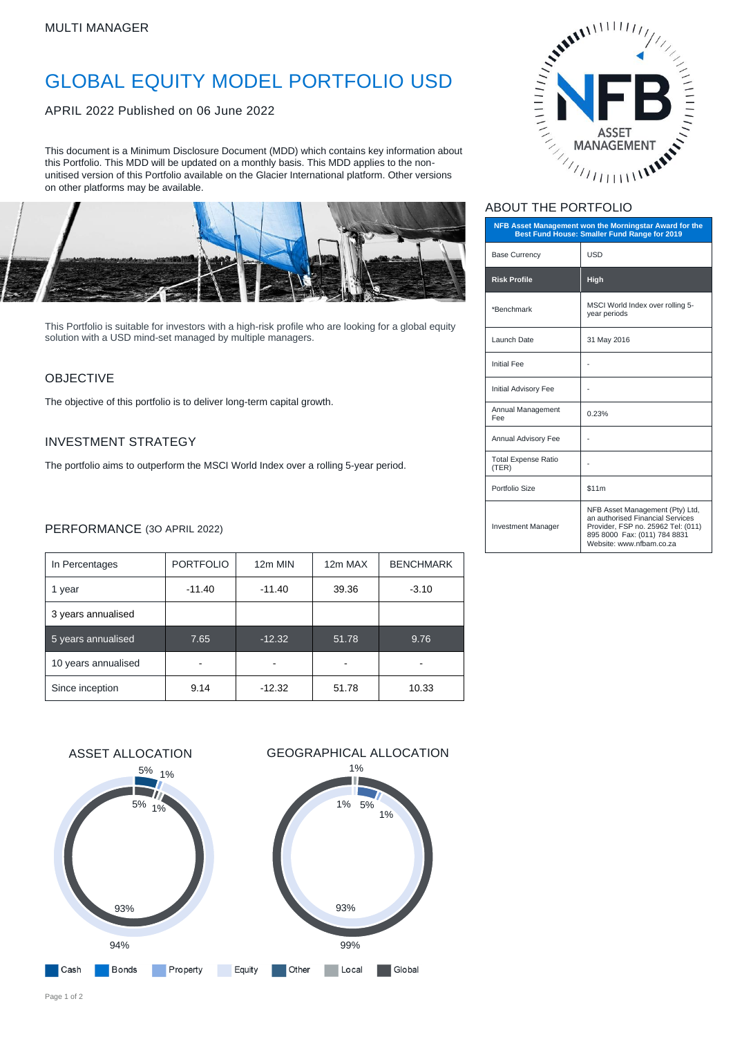MULTI MANAGER

# GLOBAL EQUITY MODEL PORTFOLIO USD

APRIL 2022 Published on 06 June 2022

This document is a Minimum Disclosure Document (MDD) which contains key information about this Portfolio. This MDD will be updated on a monthly basis. This MDD applies to the non-unitised version of this Portfolio available on the Glacier International platform. Other versions on other platforms may be available.

This Portfolio is suitable for investors with a high-risk profile who are looking for a global equity solution with a USD mind-set managed by multiple managers.

## OBJECTIVE

The objective of this portfolio is to deliver long-term capital growth.

## INVESTMENT STRATEGY

The portfolio aims to outperform the MSCI World Index over a rolling 5-year period.

## PERFORMANCE (3O APRIL 2022)

| In Percentages | PORTFOLIO | 12m MIN | 12m MAX | BENCHMARK |
|---|---|---|---|---|
| 1 year | -11.40 | -11.40 | 39.36 | -3.10 |
| 3 years annualised | | | | |
| 5 years annualised | 7.65 | -12.32 | 51.78 | 9.76 |
| 10 years annualised | - | - | - | - |
| Since inception | 9.14 | -12.32 | 51.78 | 10.33 |

## ASSET ALLOCATION

Outer ring: 94%, 5%, 1%
Inner ring: 93%, 5%, 1%, 1%

## GEOGRAPHICAL ALLOCATION

Outer ring: 99%, 1%
Inner ring: 93%, 1%, 5%, 1%

Cash | Bonds | Property | Equity | Other | Local | Global

## ABOUT THE PORTFOLIO

| NFB Asset Management won the Morningstar Award for the Best Fund House: Smaller Fund Range for 2019 | |
|---|---|
| Base Currency | USD |
| **Risk Profile** | **High** |
| *Benchmark | MSCI World Index over rolling 5-year periods |
| Launch Date | 31 May 2016 |
| Initial Fee | - |
| Initial Advisory Fee | - |
| Annual Management Fee | 0.23% |
| Annual Advisory Fee | - |
| Total Expense Ratio (TER) | - |
| Portfolio Size | $11m |
| Investment Manager | NFB Asset Management (Pty) Ltd, an authorised Financial Services Provider, FSP no. 25962 Tel: (011) 895 8000 Fax: (011) 784 8831 Website: www.nfbam.co.za |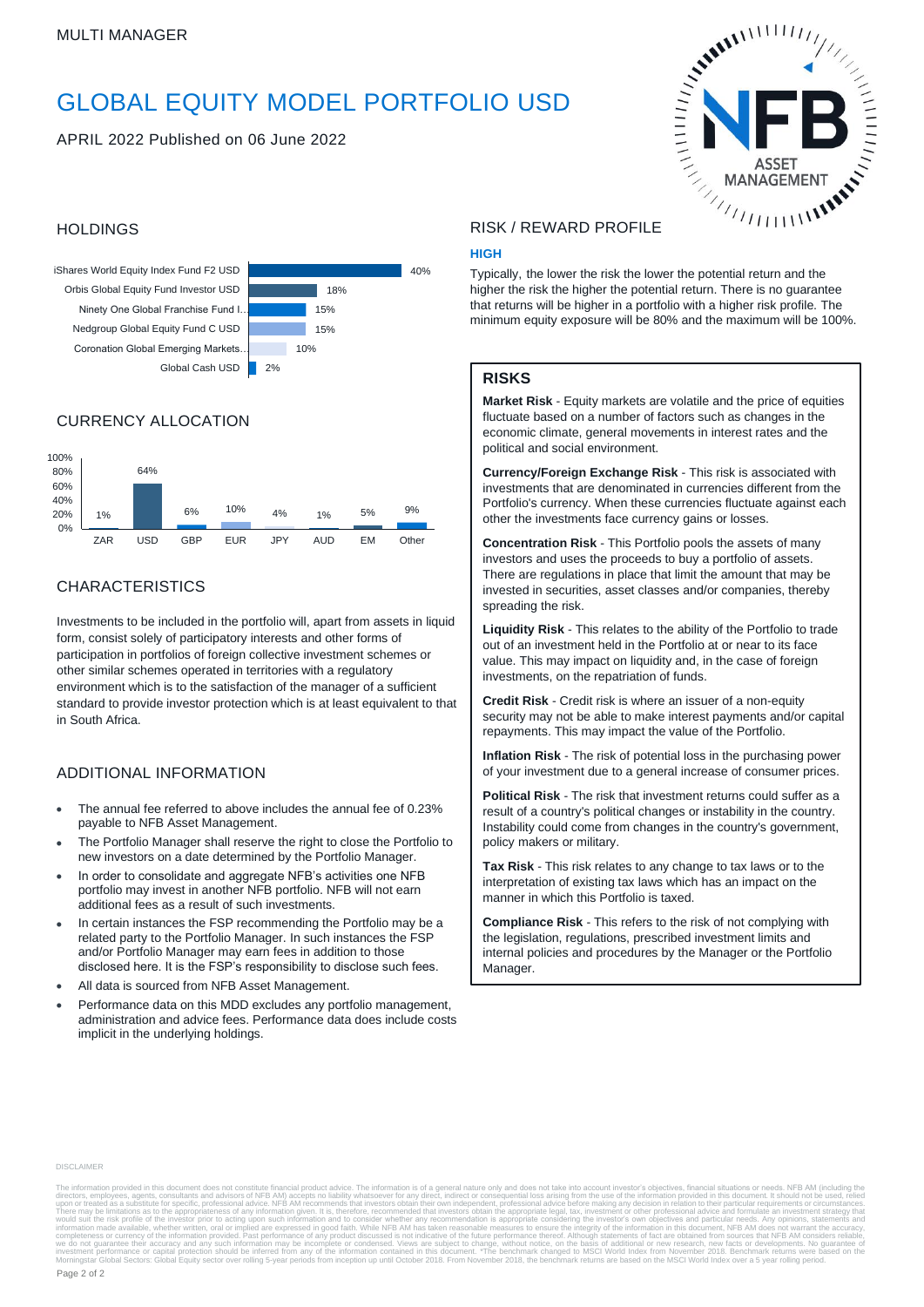MULTI MANAGER

# GLOBAL EQUITY MODEL PORTFOLIO USD

APRIL 2022 Published on 06 June 2022

ASSET MANAGEMENT

## HOLDINGS

iShares World Equity Index Fund F2 USD 40%
Orbis Global Equity Fund Investor USD 18%
Ninety One Global Franchise Fund I... 15%
Nedgroup Global Equity Fund C USD 15%
Coronation Global Emerging Markets... 10%
Global Cash USD 2%

## CURRENCY ALLOCATION

100%
80%
60%
40%
20%
0%

ZAR 1%
USD 64%
GBP 6%
EUR 10%
JPY 4%
AUD 1%
EM 5%
Other 9%

## CHARACTERISTICS

Investments to be included in the portfolio will, apart from assets in liquid form, consist solely of participatory interests and other forms of participation in portfolios of foreign collective investment schemes or other similar schemes operated in territories with a regulatory environment which is to the satisfaction of the manager of a sufficient standard to provide investor protection which is at least equivalent to that in South Africa.

## ADDITIONAL INFORMATION

- The annual fee referred to above includes the annual fee of 0.23% payable to NFB Asset Management.
- The Portfolio Manager shall reserve the right to close the Portfolio to new investors on a date determined by the Portfolio Manager.
- In order to consolidate and aggregate NFB's activities one NFB portfolio may invest in another NFB portfolio. NFB will not earn additional fees as a result of such investments.
- In certain instances the FSP recommending the Portfolio may be a related party to the Portfolio Manager. In such instances the FSP and/or Portfolio Manager may earn fees in addition to those disclosed here. It is the FSP's responsibility to disclose such fees.
- All data is sourced from NFB Asset Management.
- Performance data on this MDD excludes any portfolio management, administration and advice fees. Performance data does include costs implicit in the underlying holdings.

## RISK / REWARD PROFILE

**HIGH**

Typically, the lower the risk the lower the potential return and the higher the risk the higher the potential return. There is no guarantee that returns will be higher in a portfolio with a higher risk profile. The minimum equity exposure will be 80% and the maximum will be 100%.

## RISKS

**Market Risk** - Equity markets are volatile and the price of equities fluctuate based on a number of factors such as changes in the economic climate, general movements in interest rates and the political and social environment.

**Currency/Foreign Exchange Risk** - This risk is associated with investments that are denominated in currencies different from the Portfolio's currency. When these currencies fluctuate against each other the investments face currency gains or losses.

**Concentration Risk** - This Portfolio pools the assets of many investors and uses the proceeds to buy a portfolio of assets. There are regulations in place that limit the amount that may be invested in securities, asset classes and/or companies, thereby spreading the risk.

**Liquidity Risk** - This relates to the ability of the Portfolio to trade out of an investment held in the Portfolio at or near to its face value. This may impact on liquidity and, in the case of foreign investments, on the repatriation of funds.

**Credit Risk** - Credit risk is where an issuer of a non-equity security may not be able to make interest payments and/or capital repayments. This may impact the value of the Portfolio.

**Inflation Risk** - The risk of potential loss in the purchasing power of your investment due to a general increase of consumer prices.

**Political Risk** - The risk that investment returns could suffer as a result of a country's political changes or instability in the country. Instability could come from changes in the country's government, policy makers or military.

**Tax Risk** - This risk relates to any change to tax laws or to the interpretation of existing tax laws which has an impact on the manner in which this Portfolio is taxed.

**Compliance Risk** - This refers to the risk of not complying with the legislation, regulations, prescribed investment limits and internal policies and procedures by the Manager or the Portfolio Manager.

DISCLAIMER

The information provided in this document does not constitute financial product advice. The information is of a general nature only and does not take into account investor's objectives, financial situations or needs. NFB AM (including the directors, employees, agents, consultants and advisors of NFB AM) accepts no liability whatsoever for any direct, indirect or consequential loss arising from the use of the information provided in this document. It should not be used, relied upon or treated as a substitute for specific, professional advice. NFB AM recommends that investors obtain their own independent, professional advice before making any decision in relation to their particular requirements or circumstances. There may be limitations as to the appropriateness of any information given. It is, therefore, recommended that investors obtain the appropriate legal, tax, investment or other professional advice and formulate an investment strategy that would suit the risk profile of the investor prior to acting upon such information and to consider whether any recommendation is appropriate considering the investor's own objectives and particular needs. Any opinions, statements and information made available, whether written, oral or implied are expressed in good faith. While NFB AM has taken reasonable measures to ensure the integrity of the information in this document, NFB AM does not warrant the accuracy, completeness or currency of the information provided. Past performance of any product discussed is not indicative of the future performance thereof. Although statements of fact are obtained from sources that NFB AM considers reliable, we do not guarantee their accuracy and any such information may be incomplete or condensed. Views are subject to change, without notice, on the basis of additional or new research, new facts or developments. No guarantee of investment performance or capital protection should be inferred from any of the information contained in this document. *The benchmark changed to MSCI World Index from November 2018. Benchmark returns were based on the Morningstar Global Sectors: Global Equity sector over rolling 5-year periods from inception up until October 2018. From November 2018, the benchmark returns are based on the MSCI World Index over a 5 year rolling period.